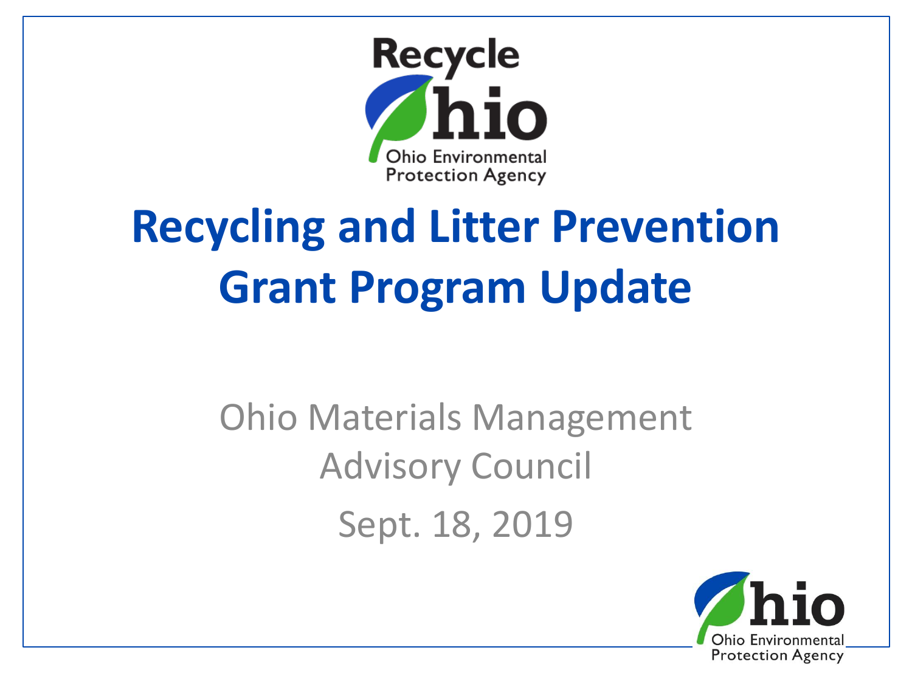Recycle Ohio

Ohio Environmental Protection Agency

# Recycling and Litter Prevention Grant Program Update

Ohio Materials Management Advisory Council

Sept. 18, 2019

Ohio Environmental Protection Agency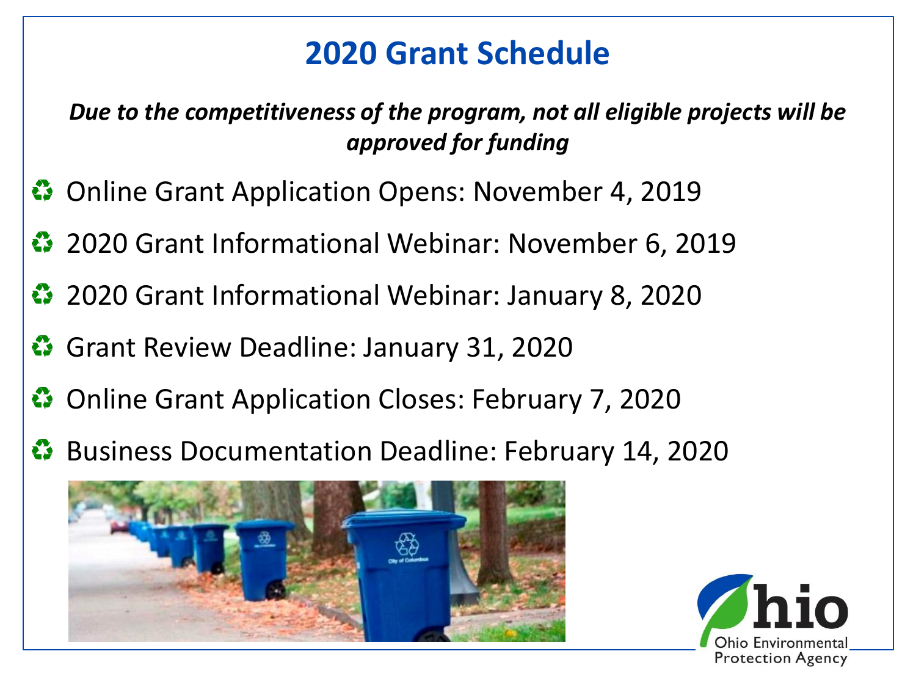# 2020 Grant Schedule

***Due to the competitiveness of the program, not all eligible projects will be approved for funding***

- Online Grant Application Opens: November 4, 2019
- 2020 Grant Informational Webinar: November 6, 2019
- 2020 Grant Informational Webinar: January 8, 2020
- Grant Review Deadline: January 31, 2020
- Online Grant Application Closes: February 7, 2020
- Business Documentation Deadline: February 14, 2020

Ohio Environmental Protection Agency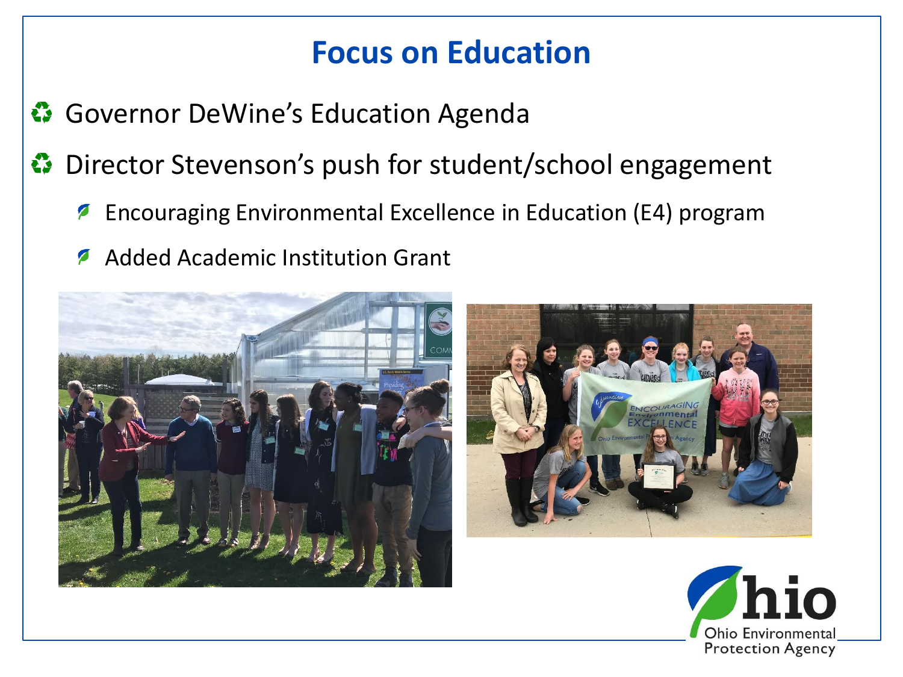# Focus on Education

- Governor DeWine's Education Agenda
- Director Stevenson's push for student/school engagement
  - Encouraging Environmental Excellence in Education (E4) program
  - Added Academic Institution Grant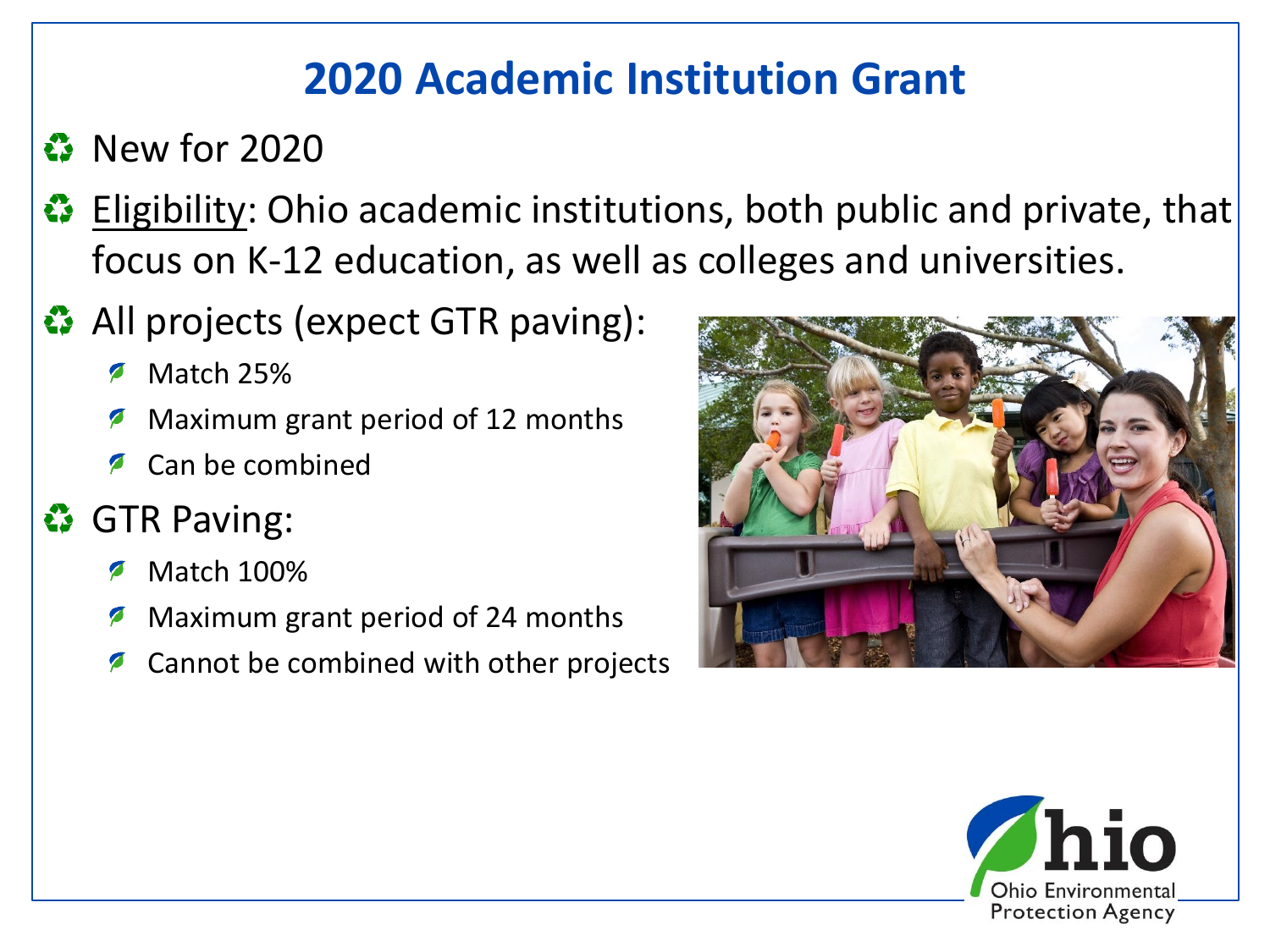# 2020 Academic Institution Grant

- New for 2020
- Eligibility: Ohio academic institutions, both public and private, that focus on K-12 education, as well as colleges and universities.
- All projects (expect GTR paving):
  - Match 25%
  - Maximum grant period of 12 months
  - Can be combined
- GTR Paving:
  - Match 100%
  - Maximum grant period of 24 months
  - Cannot be combined with other projects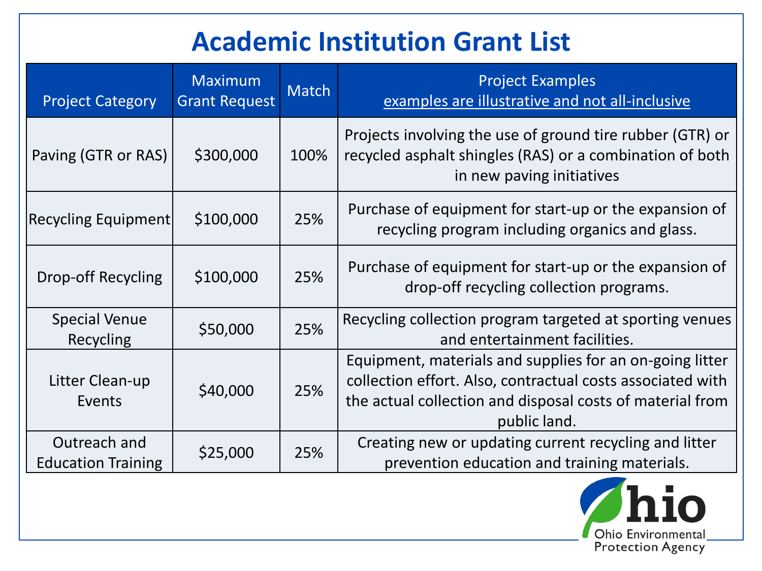# Academic Institution Grant List

| Project Category | Maximum Grant Request | Match | Project Examples<br>examples are illustrative and not all-inclusive |
|---|---|---|---|
| Paving (GTR or RAS) | $300,000 | 100% | Projects involving the use of ground tire rubber (GTR) or recycled asphalt shingles (RAS) or a combination of both in new paving initiatives |
| Recycling Equipment | $100,000 | 25% | Purchase of equipment for start-up or the expansion of recycling program including organics and glass. |
| Drop-off Recycling | $100,000 | 25% | Purchase of equipment for start-up or the expansion of drop-off recycling collection programs. |
| Special Venue Recycling | $50,000 | 25% | Recycling collection program targeted at sporting venues and entertainment facilities. |
| Litter Clean-up Events | $40,000 | 25% | Equipment, materials and supplies for an on-going litter collection effort. Also, contractual costs associated with the actual collection and disposal costs of material from public land. |
| Outreach and Education Training | $25,000 | 25% | Creating new or updating current recycling and litter prevention education and training materials. |

Ohio Environmental Protection Agency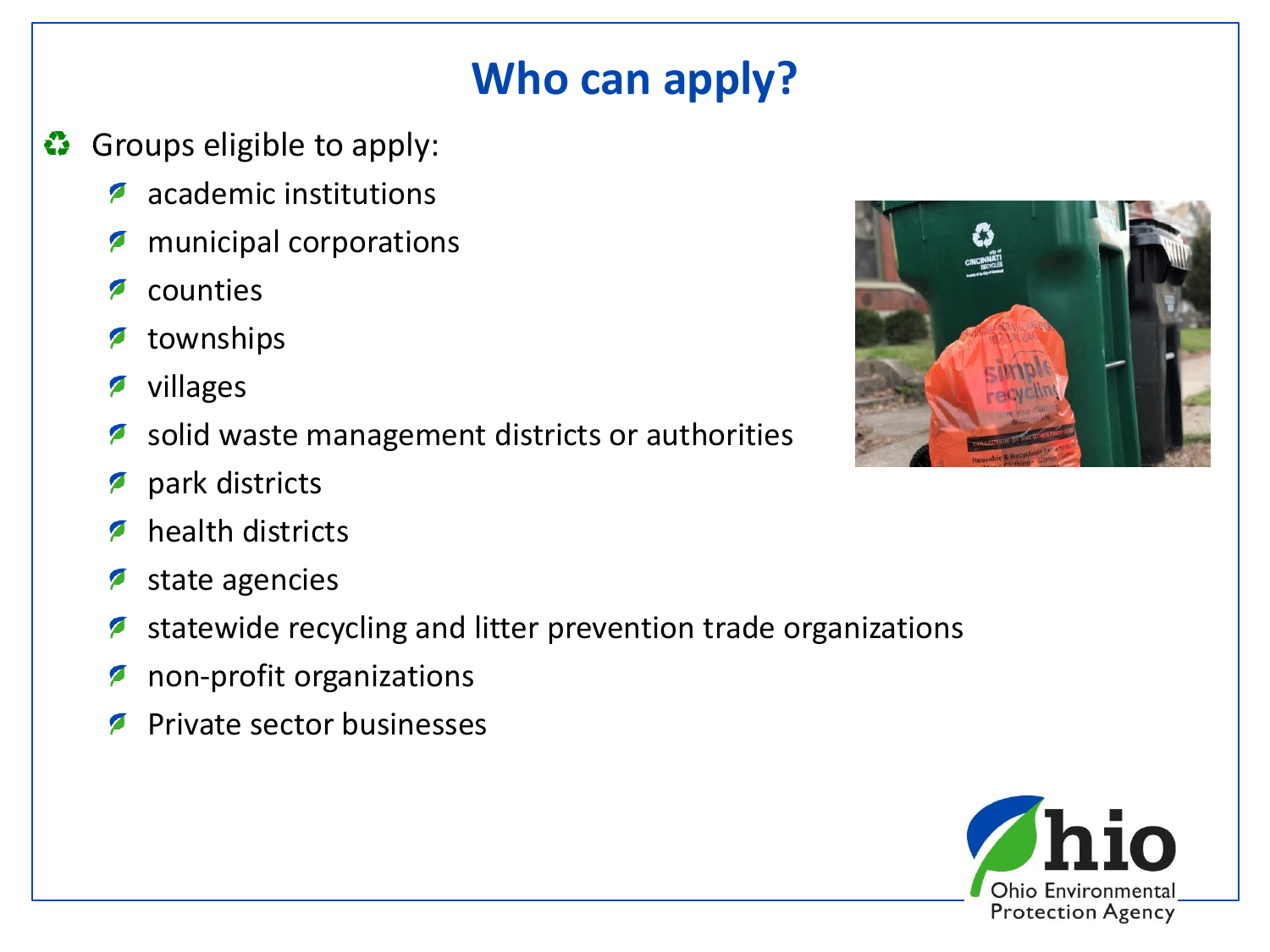# Who can apply?

- Groups eligible to apply:
  - academic institutions
  - municipal corporations
  - counties
  - townships
  - villages
  - solid waste management districts or authorities
  - park districts
  - health districts
  - state agencies
  - statewide recycling and litter prevention trade organizations
  - non-profit organizations
  - Private sector businesses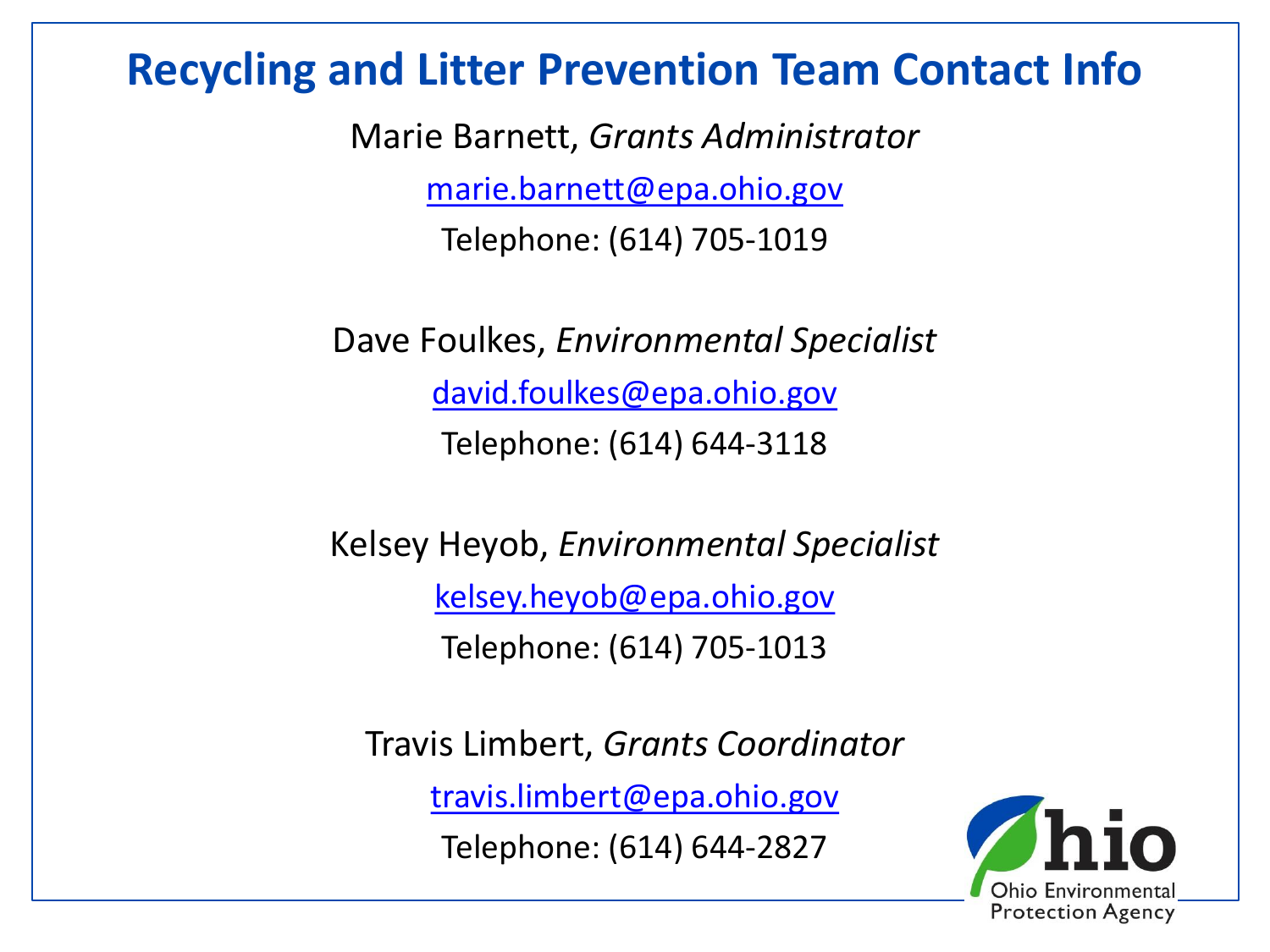# Recycling and Litter Prevention Team Contact Info

Marie Barnett, *Grants Administrator*

marie.barnett@epa.ohio.gov

Telephone: (614) 705-1019

Dave Foulkes, *Environmental Specialist*

david.foulkes@epa.ohio.gov

Telephone: (614) 644-3118

Kelsey Heyob, *Environmental Specialist*

kelsey.heyob@epa.ohio.gov

Telephone: (614) 705-1013

Travis Limbert, *Grants Coordinator*

travis.limbert@epa.ohio.gov

Telephone: (614) 644-2827

Ohio Environmental Protection Agency